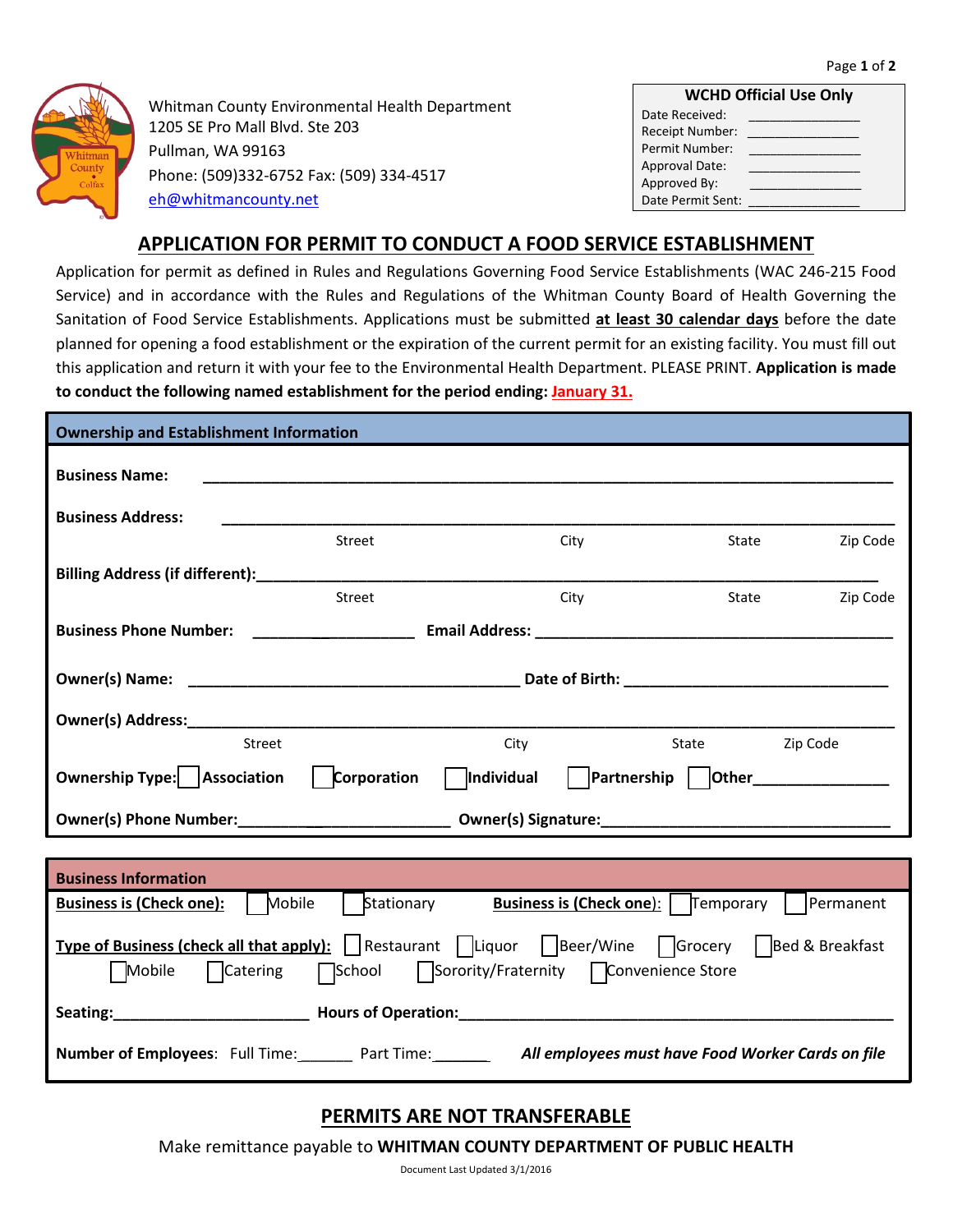Whitman County Environmental Health Department
1205 SE Pro Mall Blvd. Ste 203
Pullman, WA 99163
Phone: (509)332-6752 Fax: (509) 334-4517
eh@whitmancounty.net

| WCHD Official Use Only | |
|---|---|
| Date Received: | _______________ |
| Receipt Number: | _______________ |
| Permit Number: | _______________ |
| Approval Date: | _______________ |
| Approved By: | _______________ |
| Date Permit Sent: | _______________ |

# APPLICATION FOR PERMIT TO CONDUCT A FOOD SERVICE ESTABLISHMENT

Application for permit as defined in Rules and Regulations Governing Food Service Establishments (WAC 246-215 Food Service) and in accordance with the Rules and Regulations of the Whitman County Board of Health Governing the Sanitation of Food Service Establishments. Applications must be submitted **at least 30 calendar days** before the date planned for opening a food establishment or the expiration of the current permit for an existing facility. You must fill out this application and return it with your fee to the Environmental Health Department. PLEASE PRINT. **Application is made to conduct the following named establishment for the period ending: January 31.**

## Ownership and Establishment Information

**Business Name:** ________________________________________________________________

**Business Address:** ______________________________________________________________
Street City State Zip Code

**Billing Address (if different):** ____________________________________________________
Street City State Zip Code

**Business Phone Number:** ____________________ **Email Address:** __________________________

**Owner(s) Name:** ______________________________________ **Date of Birth:** ______________________________

**Owner(s) Address:** ____________________________________________________________
Street City State Zip Code

**Ownership Type:** ☐ **Association** ☐ **Corporation** ☐ **Individual** ☐ **Partnership** ☐ **Other**________________

**Owner(s) Phone Number:** __________________________ **Owner(s) Signature:** __________________________________

## Business Information

**Business is (Check one):** ☐ Mobile ☐ Stationary **Business is (Check one):** ☐ Temporary ☐ Permanent

**Type of Business (check all that apply):** ☐ Restaurant ☐ Liquor ☐ Beer/Wine ☐ Grocery ☐ Bed & Breakfast ☐ Mobile ☐ Catering ☐ School ☐ Sorority/Fraternity ☐ Convenience Store

**Seating:** _______________________ **Hours of Operation:** ______________________________________________

**Number of Employees**: Full Time:______ Part Time:______ ***All employees must have Food Worker Cards on file***

## PERMITS ARE NOT TRANSFERABLE

Make remittance payable to **WHITMAN COUNTY DEPARTMENT OF PUBLIC HEALTH**

Document Last Updated 3/1/2016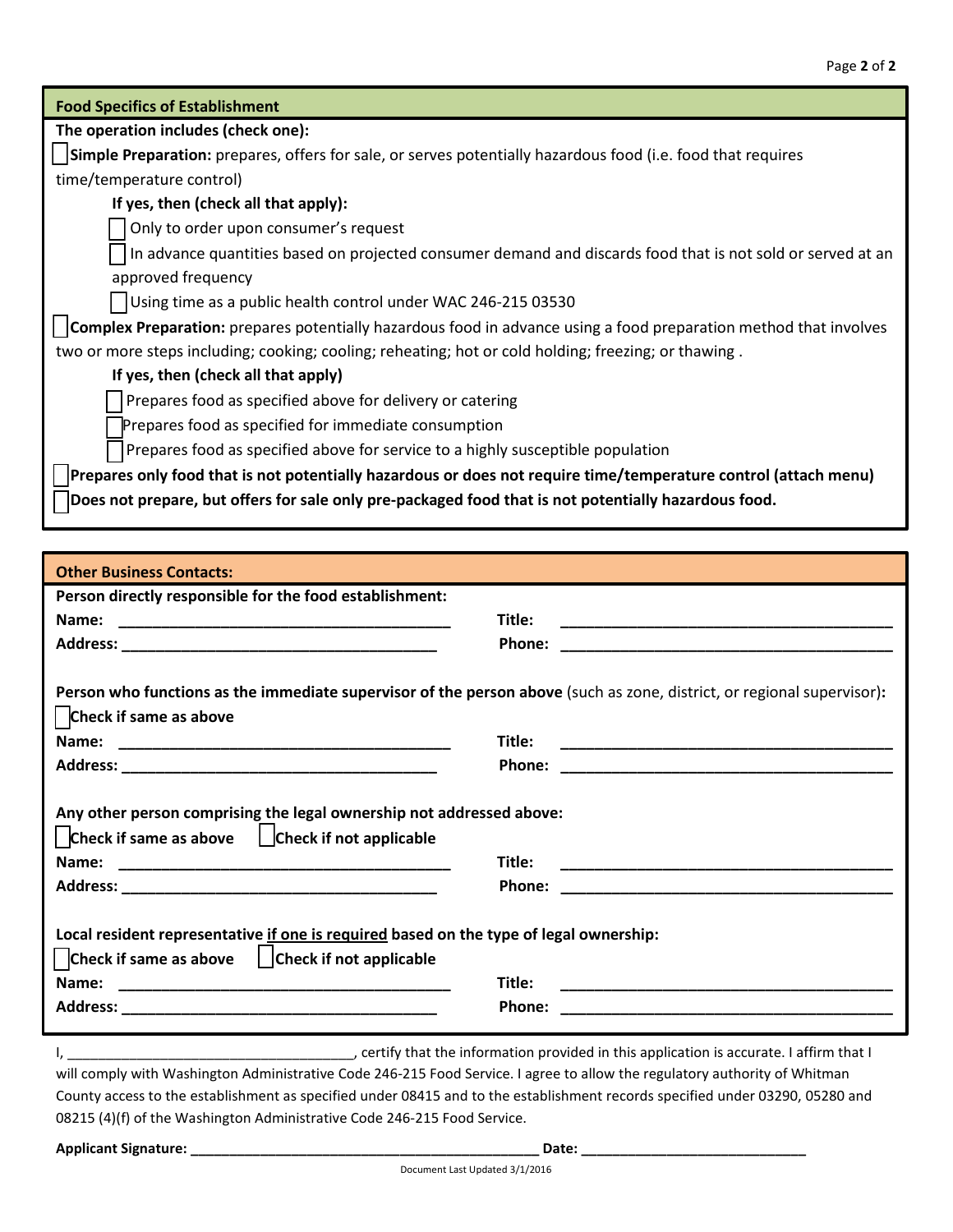## Food Specifics of Establishment

**The operation includes (check one):**

☐ **Simple Preparation:** prepares, offers for sale, or serves potentially hazardous food (i.e. food that requires time/temperature control)

**If yes, then (check all that apply):**

- ☐ Only to order upon consumer's request
- ☐ In advance quantities based on projected consumer demand and discards food that is not sold or served at an approved frequency
- ☐ Using time as a public health control under WAC 246-215 03530

☐ **Complex Preparation:** prepares potentially hazardous food in advance using a food preparation method that involves two or more steps including; cooking; cooling; reheating; hot or cold holding; freezing; or thawing .

**If yes, then (check all that apply)**

- ☐ Prepares food as specified above for delivery or catering
- ☐ Prepares food as specified for immediate consumption
- ☐ Prepares food as specified above for service to a highly susceptible population

☐ **Prepares only food that is not potentially hazardous or does not require time/temperature control (attach menu)**

☐ **Does not prepare, but offers for sale only pre-packaged food that is not potentially hazardous food.**

## Other Business Contacts:

**Person directly responsible for the food establishment:**

**Name:** ________________________ **Title:** ________________________

**Address:** ________________________ **Phone:** ________________________

**Person who functions as the immediate supervisor of the person above** (such as zone, district, or regional supervisor)**:**

☐ **Check if same as above**

**Name:** ________________________ **Title:** ________________________

**Address:** ________________________ **Phone:** ________________________

**Any other person comprising the legal ownership not addressed above:**

☐ **Check if same as above** ☐ **Check if not applicable**

**Name:** ________________________ **Title:** ________________________

**Address:** ________________________ **Phone:** ________________________

**Local resident representative if one is required based on the type of legal ownership:**

☐ **Check if same as above** ☐ **Check if not applicable**

**Name:** ________________________ **Title:** ________________________

**Address:** ________________________ **Phone:** ________________________

I, ________________________, certify that the information provided in this application is accurate. I affirm that I will comply with Washington Administrative Code 246-215 Food Service. I agree to allow the regulatory authority of Whitman County access to the establishment as specified under 08415 and to the establishment records specified under 03290, 05280 and 08215 (4)(f) of the Washington Administrative Code 246-215 Food Service.

**Applicant Signature:** ________________________ **Date:** ________________________

Document Last Updated 3/1/2016